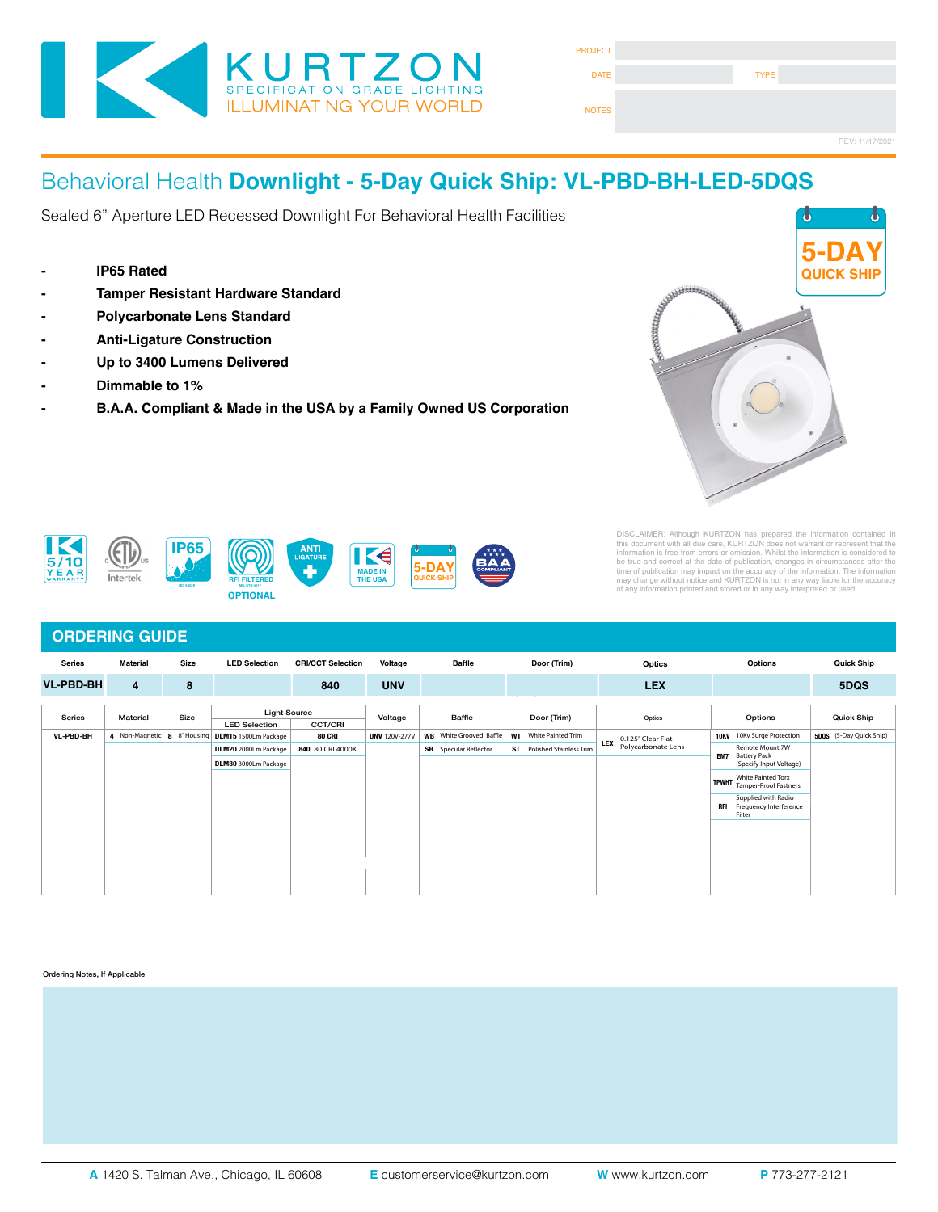KURTZON
SPECIFICATION GRADE LIGHTING
ILLUMINATING YOUR WORLD

PROJECT

DATE | TYPE

NOTES

REV: 11/17/2021

# Behavioral Health **Downlight - 5-Day Quick Ship: VL-PBD-BH-LED-5DQS**

Sealed 6" Aperture LED Recessed Downlight For Behavioral Health Facilities

- **IP65 Rated**
- **Tamper Resistant Hardware Standard**
- **Polycarbonate Lens Standard**
- **Anti-Ligature Construction**
- **Up to 3400 Lumens Delivered**
- **Dimmable to 1%**
- **B.A.A. Compliant & Made in the USA by a Family Owned US Corporation**

5-DAY QUICK SHIP

5/10 YEAR WARRANTY | Intertek | IP65 | RFI FILTERED OPTIONAL | ANTI LIGATURE | MADE IN THE USA | 5-DAY QUICK SHIP | BAA COMPLIANT

DISCLAIMER: Although KURTZON has prepared the information contained in this document with all due care, KURTZON does not warrant or represent that the information is free from errors or omission. Whilst the information is considered to be true and correct at the date of publication, changes in circumstances after the time of publication may impact on the accuracy of the information. The information may change without notice and KURTZON is not in any way liable for the accuracy of any information printed and stored or in any way interpreted or used.

## ORDERING GUIDE

| Series | Material | Size | LED Selection | CRI/CCT Selection | Voltage | Baffle | Door (Trim) | Optics | Options | Quick Ship |
|---|---|---|---|---|---|---|---|---|---|---|
| VL-PBD-BH | 4 | 8 | | 840 | UNV | | | LEX | | 5DQS |

| Series | Material | Size | Light Source: LED Selection | Light Source: CCT/CRI | Voltage | Baffle | Door (Trim) | Optics | Options | Quick Ship |
|---|---|---|---|---|---|---|---|---|---|---|
| VL-PBD-BH | 4 Non-Magnetic | 8 8" Housing | DLM15 1500Lm Package | 80 CRI | UNV 120V-277V | WB White Grooved Baffle | WT White Painted Trim | LEX 0.125" Clear Flat Polycarbonate Lens | 10KV 10Kv Surge Protection | 5DQS (5-Day Quick Ship) |
| | | | DLM20 2000Lm Package | 840 80 CRI 4000K | | SR Specular Reflector | ST Polished Stainless Trim | | EM7 Remote Mount 7W Battery Pack (Specify Input Voltage) | |
| | | | DLM30 3000Lm Package | | | | | | TPWHT White Painted Torx Tamper-Proof Fastners | |
| | | | | | | | | | RFI Supplied with Radio Frequency Interference Filter | |

Ordering Notes, If Applicable

**A** 1420 S. Talman Ave., Chicago, IL 60608 **E** customerservice@kurtzon.com **W** www.kurtzon.com **P** 773-277-2121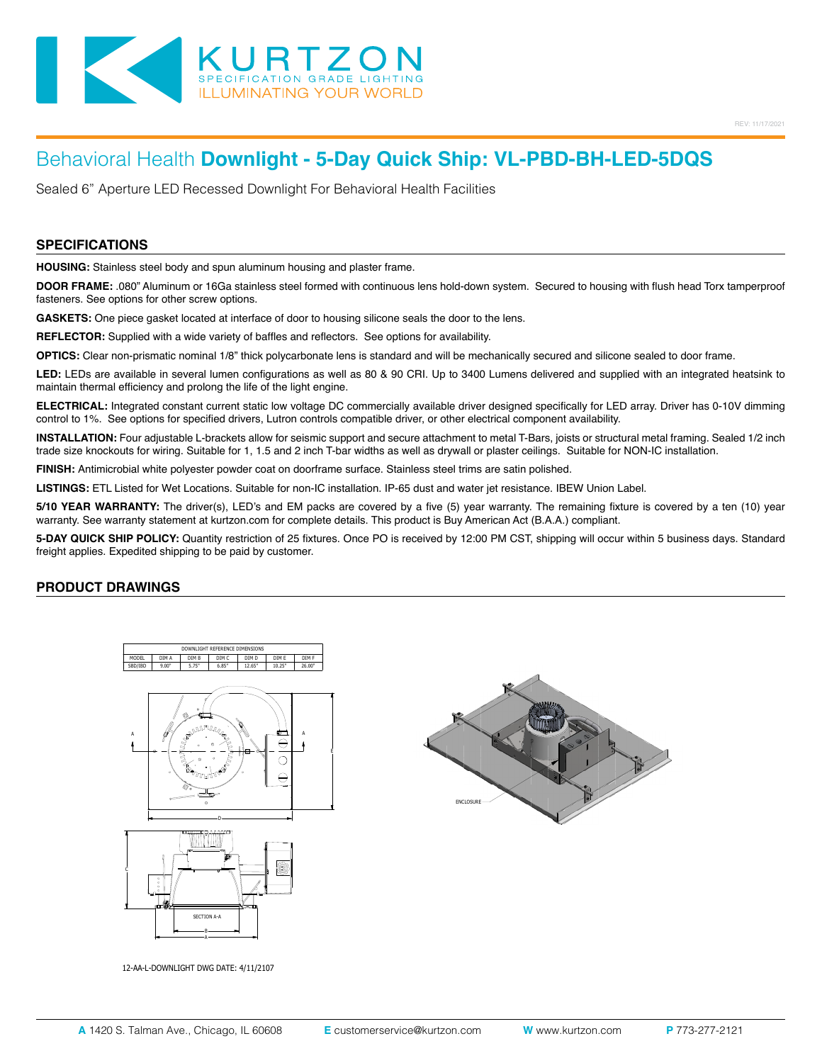REV: 11/17/2021

# Behavioral Health **Downlight - 5-Day Quick Ship: VL-PBD-BH-LED-5DQS**

Sealed 6” Aperture LED Recessed Downlight For Behavioral Health Facilities

## SPECIFICATIONS

**HOUSING:** Stainless steel body and spun aluminum housing and plaster frame.

**DOOR FRAME:** .080” Aluminum or 16Ga stainless steel formed with continuous lens hold-down system. Secured to housing with flush head Torx tamperproof fasteners. See options for other screw options.

**GASKETS:** One piece gasket located at interface of door to housing silicone seals the door to the lens.

**REFLECTOR:** Supplied with a wide variety of baffles and reflectors. See options for availability.

**OPTICS:** Clear non-prismatic nominal 1/8” thick polycarbonate lens is standard and will be mechanically secured and silicone sealed to door frame.

**LED:** LEDs are available in several lumen configurations as well as 80 & 90 CRI. Up to 3400 Lumens delivered and supplied with an integrated heatsink to maintain thermal efficiency and prolong the life of the light engine.

**ELECTRICAL:** Integrated constant current static low voltage DC commercially available driver designed specifically for LED array. Driver has 0-10V dimming control to 1%. See options for specified drivers, Lutron controls compatible driver, or other electrical component availability.

**INSTALLATION:** Four adjustable L-brackets allow for seismic support and secure attachment to metal T-Bars, joists or structural metal framing. Sealed 1/2 inch trade size knockouts for wiring. Suitable for 1, 1.5 and 2 inch T-bar widths as well as drywall or plaster ceilings. Suitable for NON-IC installation.

**FINISH:** Antimicrobial white polyester powder coat on doorframe surface. Stainless steel trims are satin polished.

**LISTINGS:** ETL Listed for Wet Locations. Suitable for non-IC installation. IP-65 dust and water jet resistance. IBEW Union Label.

**5/10 YEAR WARRANTY:** The driver(s), LED’s and EM packs are covered by a five (5) year warranty. The remaining fixture is covered by a ten (10) year warranty. See warranty statement at kurtzon.com for complete details. This product is Buy American Act (B.A.A.) compliant.

**5-DAY QUICK SHIP POLICY:** Quantity restriction of 25 fixtures. Once PO is received by 12:00 PM CST, shipping will occur within 5 business days. Standard freight applies. Expedited shipping to be paid by customer.

## PRODUCT DRAWINGS

DOWNLIGHT REFERENCE DIMENSIONS

| MODEL | DIM A | DIM B | DIM C | DIM D | DIM E | DIM F |
|---|---|---|---|---|---|---|
| SBD/IBD | 9.00” | 5.75” | 6.85” | 12.65” | 10.25” | 26.00” |

SECTION A-A

ENCLOSURE

12-AA-L-DOWNLIGHT DWG DATE: 4/11/2107

**A** 1420 S. Talman Ave., Chicago, IL 60608 **E** customerservice@kurtzon.com **W** www.kurtzon.com **P** 773-277-2121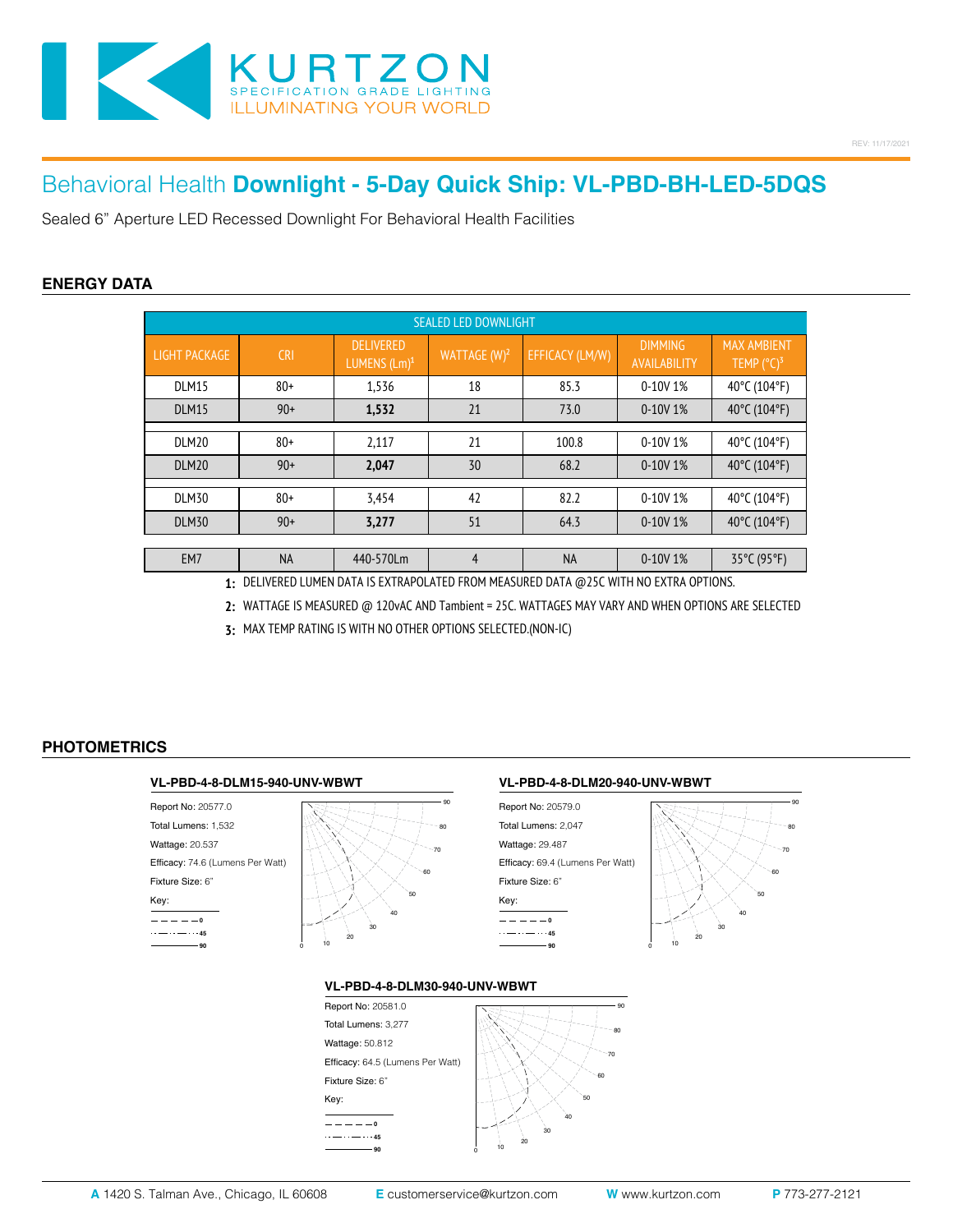REV: 11/17/2021

# Behavioral Health **Downlight - 5-Day Quick Ship: VL-PBD-BH-LED-5DQS**

Sealed 6" Aperture LED Recessed Downlight For Behavioral Health Facilities

## ENERGY DATA

| SEALED LED DOWNLIGHT | | | | | | |
|---|---|---|---|---|---|---|
| LIGHT PACKAGE | CRI | DELIVERED LUMENS (Lm)[1] | WATTAGE (W)[2] | EFFICACY (LM/W) | DIMMING AVAILABILITY | MAX AMBIENT TEMP (°C)[3] |
| DLM15 | 80+ | 1,536 | 18 | 85.3 | 0-10V 1% | 40°C (104°F) |
| DLM15 | 90+ | **1,532** | 21 | 73.0 | 0-10V 1% | 40°C (104°F) |
| DLM20 | 80+ | 2,117 | 21 | 100.8 | 0-10V 1% | 40°C (104°F) |
| DLM20 | 90+ | **2,047** | 30 | 68.2 | 0-10V 1% | 40°C (104°F) |
| DLM30 | 80+ | 3,454 | 42 | 82.2 | 0-10V 1% | 40°C (104°F) |
| DLM30 | 90+ | **3,277** | 51 | 64.3 | 0-10V 1% | 40°C (104°F) |
| EM7 | NA | 440-570Lm | 4 | NA | 0-10V 1% | 35°C (95°F) |

1: DELIVERED LUMEN DATA IS EXTRAPOLATED FROM MEASURED DATA @25C WITH NO EXTRA OPTIONS.

2: WATTAGE IS MEASURED @ 120vAC AND Tambient = 25C. WATTAGES MAY VARY AND WHEN OPTIONS ARE SELECTED

3: MAX TEMP RATING IS WITH NO OTHER OPTIONS SELECTED.(NON-IC)

## PHOTOMETRICS

### VL-PBD-4-8-DLM15-940-UNV-WBWT

Report No: 20577.0
Total Lumens: 1,532
Wattage: 20.537
Efficacy: 74.6 (Lumens Per Watt)
Fixture Size: 6"
Key:
0
45
90

90
80
70
60
50
40
30
20
10
0

### VL-PBD-4-8-DLM20-940-UNV-WBWT

Report No: 20579.0
Total Lumens: 2,047
Wattage: 29.487
Efficacy: 69.4 (Lumens Per Watt)
Fixture Size: 6"
Key:
0
45
90

90
80
70
60
50
40
30
20
10
0

### VL-PBD-4-8-DLM30-940-UNV-WBWT

Report No: 20581.0
Total Lumens: 3,277
Wattage: 50.812
Efficacy: 64.5 (Lumens Per Watt)
Fixture Size: 6"
Key:
0
45
90

90
80
70
60
50
40
30
20
10
0

**A** 1420 S. Talman Ave., Chicago, IL 60608 **E** customerservice@kurtzon.com **W** www.kurtzon.com **P** 773-277-2121